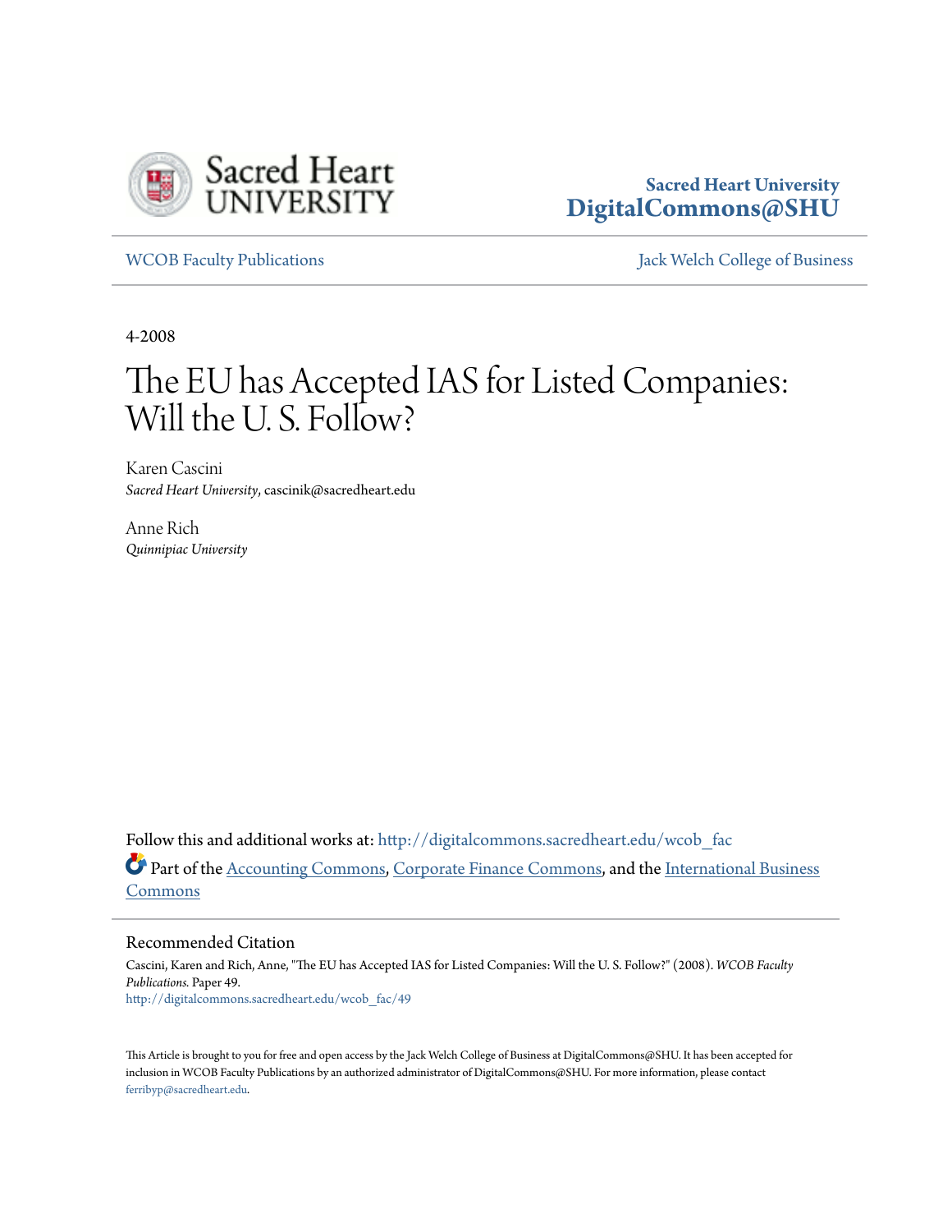Sacred Heart University
DigitalCommons@SHU

WCOB Faculty Publications | Jack Welch College of Business

4-2008

# The EU has Accepted IAS for Listed Companies: Will the U. S. Follow?

Karen Cascini
*Sacred Heart University*, cascinik@sacredheart.edu

Anne Rich
*Quinnipiac University*

Follow this and additional works at: http://digitalcommons.sacredheart.edu/wcob_fac

Part of the Accounting Commons, Corporate Finance Commons, and the International Business Commons

## Recommended Citation

Cascini, Karen and Rich, Anne, "The EU has Accepted IAS for Listed Companies: Will the U. S. Follow?" (2008). *WCOB Faculty Publications.* Paper 49.
http://digitalcommons.sacredheart.edu/wcob_fac/49

This Article is brought to you for free and open access by the Jack Welch College of Business at DigitalCommons@SHU. It has been accepted for inclusion in WCOB Faculty Publications by an authorized administrator of DigitalCommons@SHU. For more information, please contact ferribyp@sacredheart.edu.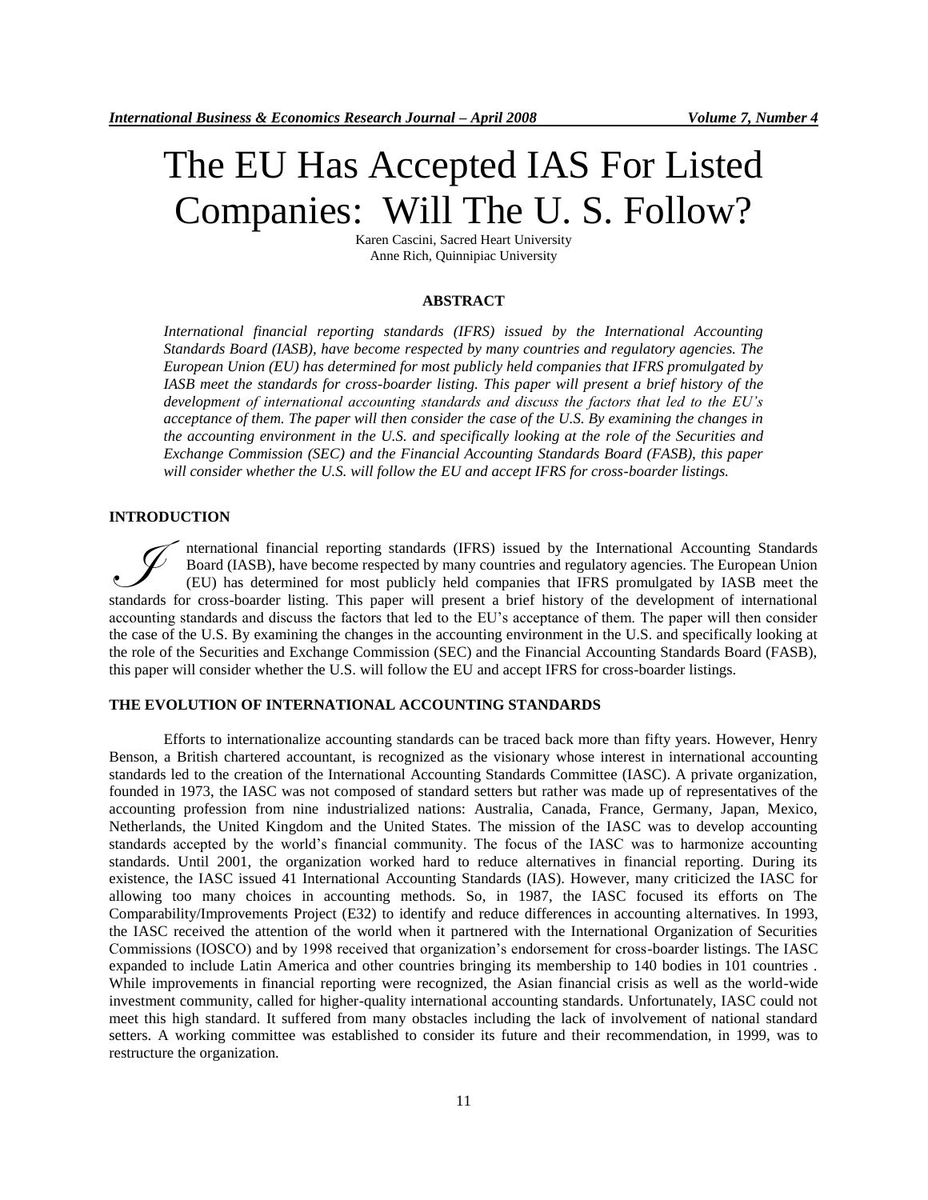# The EU Has Accepted IAS For Listed Companies: Will The U. S. Follow?

Karen Cascini, Sacred Heart University
Anne Rich, Quinnipiac University

## ABSTRACT

*International financial reporting standards (IFRS) issued by the International Accounting Standards Board (IASB), have become respected by many countries and regulatory agencies. The European Union (EU) has determined for most publicly held companies that IFRS promulgated by IASB meet the standards for cross-boarder listing. This paper will present a brief history of the development of international accounting standards and discuss the factors that led to the EU's acceptance of them. The paper will then consider the case of the U.S. By examining the changes in the accounting environment in the U.S. and specifically looking at the role of the Securities and Exchange Commission (SEC) and the Financial Accounting Standards Board (FASB), this paper will consider whether the U.S. will follow the EU and accept IFRS for cross-boarder listings.*

## INTRODUCTION

International financial reporting standards (IFRS) issued by the International Accounting Standards Board (IASB), have become respected by many countries and regulatory agencies. The European Union (EU) has determined for most publicly held companies that IFRS promulgated by IASB meet the standards for cross-boarder listing. This paper will present a brief history of the development of international accounting standards and discuss the factors that led to the EU's acceptance of them. The paper will then consider the case of the U.S. By examining the changes in the accounting environment in the U.S. and specifically looking at the role of the Securities and Exchange Commission (SEC) and the Financial Accounting Standards Board (FASB), this paper will consider whether the U.S. will follow the EU and accept IFRS for cross-boarder listings.

## THE EVOLUTION OF INTERNATIONAL ACCOUNTING STANDARDS

Efforts to internationalize accounting standards can be traced back more than fifty years. However, Henry Benson, a British chartered accountant, is recognized as the visionary whose interest in international accounting standards led to the creation of the International Accounting Standards Committee (IASC). A private organization, founded in 1973, the IASC was not composed of standard setters but rather was made up of representatives of the accounting profession from nine industrialized nations: Australia, Canada, France, Germany, Japan, Mexico, Netherlands, the United Kingdom and the United States. The mission of the IASC was to develop accounting standards accepted by the world's financial community. The focus of the IASC was to harmonize accounting standards. Until 2001, the organization worked hard to reduce alternatives in financial reporting. During its existence, the IASC issued 41 International Accounting Standards (IAS). However, many criticized the IASC for allowing too many choices in accounting methods. So, in 1987, the IASC focused its efforts on The Comparability/Improvements Project (E32) to identify and reduce differences in accounting alternatives. In 1993, the IASC received the attention of the world when it partnered with the International Organization of Securities Commissions (IOSCO) and by 1998 received that organization's endorsement for cross-boarder listings. The IASC expanded to include Latin America and other countries bringing its membership to 140 bodies in 101 countries . While improvements in financial reporting were recognized, the Asian financial crisis as well as the world-wide investment community, called for higher-quality international accounting standards. Unfortunately, IASC could not meet this high standard. It suffered from many obstacles including the lack of involvement of national standard setters. A working committee was established to consider its future and their recommendation, in 1999, was to restructure the organization.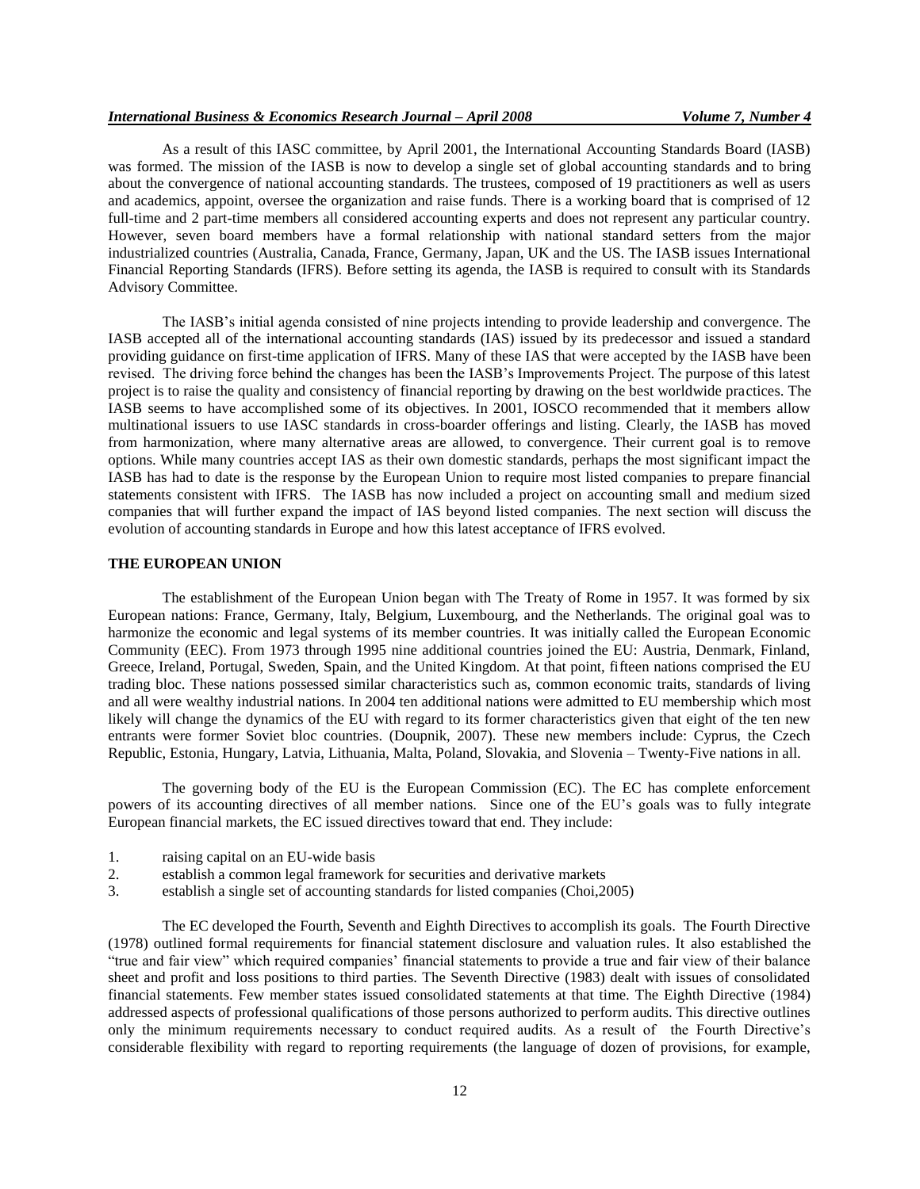As a result of this IASC committee, by April 2001, the International Accounting Standards Board (IASB) was formed. The mission of the IASB is now to develop a single set of global accounting standards and to bring about the convergence of national accounting standards. The trustees, composed of 19 practitioners as well as users and academics, appoint, oversee the organization and raise funds. There is a working board that is comprised of 12 full-time and 2 part-time members all considered accounting experts and does not represent any particular country. However, seven board members have a formal relationship with national standard setters from the major industrialized countries (Australia, Canada, France, Germany, Japan, UK and the US. The IASB issues International Financial Reporting Standards (IFRS). Before setting its agenda, the IASB is required to consult with its Standards Advisory Committee.

The IASB's initial agenda consisted of nine projects intending to provide leadership and convergence. The IASB accepted all of the international accounting standards (IAS) issued by its predecessor and issued a standard providing guidance on first-time application of IFRS. Many of these IAS that were accepted by the IASB have been revised. The driving force behind the changes has been the IASB's Improvements Project. The purpose of this latest project is to raise the quality and consistency of financial reporting by drawing on the best worldwide practices. The IASB seems to have accomplished some of its objectives. In 2001, IOSCO recommended that it members allow multinational issuers to use IASC standards in cross-boarder offerings and listing. Clearly, the IASB has moved from harmonization, where many alternative areas are allowed, to convergence. Their current goal is to remove options. While many countries accept IAS as their own domestic standards, perhaps the most significant impact the IASB has had to date is the response by the European Union to require most listed companies to prepare financial statements consistent with IFRS. The IASB has now included a project on accounting small and medium sized companies that will further expand the impact of IAS beyond listed companies. The next section will discuss the evolution of accounting standards in Europe and how this latest acceptance of IFRS evolved.

## THE EUROPEAN UNION

The establishment of the European Union began with The Treaty of Rome in 1957. It was formed by six European nations: France, Germany, Italy, Belgium, Luxembourg, and the Netherlands. The original goal was to harmonize the economic and legal systems of its member countries. It was initially called the European Economic Community (EEC). From 1973 through 1995 nine additional countries joined the EU: Austria, Denmark, Finland, Greece, Ireland, Portugal, Sweden, Spain, and the United Kingdom. At that point, fifteen nations comprised the EU trading bloc. These nations possessed similar characteristics such as, common economic traits, standards of living and all were wealthy industrial nations. In 2004 ten additional nations were admitted to EU membership which most likely will change the dynamics of the EU with regard to its former characteristics given that eight of the ten new entrants were former Soviet bloc countries. (Doupnik, 2007). These new members include: Cyprus, the Czech Republic, Estonia, Hungary, Latvia, Lithuania, Malta, Poland, Slovakia, and Slovenia – Twenty-Five nations in all.

The governing body of the EU is the European Commission (EC). The EC has complete enforcement powers of its accounting directives of all member nations. Since one of the EU's goals was to fully integrate European financial markets, the EC issued directives toward that end. They include:

1. raising capital on an EU-wide basis
2. establish a common legal framework for securities and derivative markets
3. establish a single set of accounting standards for listed companies (Choi,2005)

The EC developed the Fourth, Seventh and Eighth Directives to accomplish its goals. The Fourth Directive (1978) outlined formal requirements for financial statement disclosure and valuation rules. It also established the "true and fair view" which required companies' financial statements to provide a true and fair view of their balance sheet and profit and loss positions to third parties. The Seventh Directive (1983) dealt with issues of consolidated financial statements. Few member states issued consolidated statements at that time. The Eighth Directive (1984) addressed aspects of professional qualifications of those persons authorized to perform audits. This directive outlines only the minimum requirements necessary to conduct required audits. As a result of the Fourth Directive's considerable flexibility with regard to reporting requirements (the language of dozen of provisions, for example,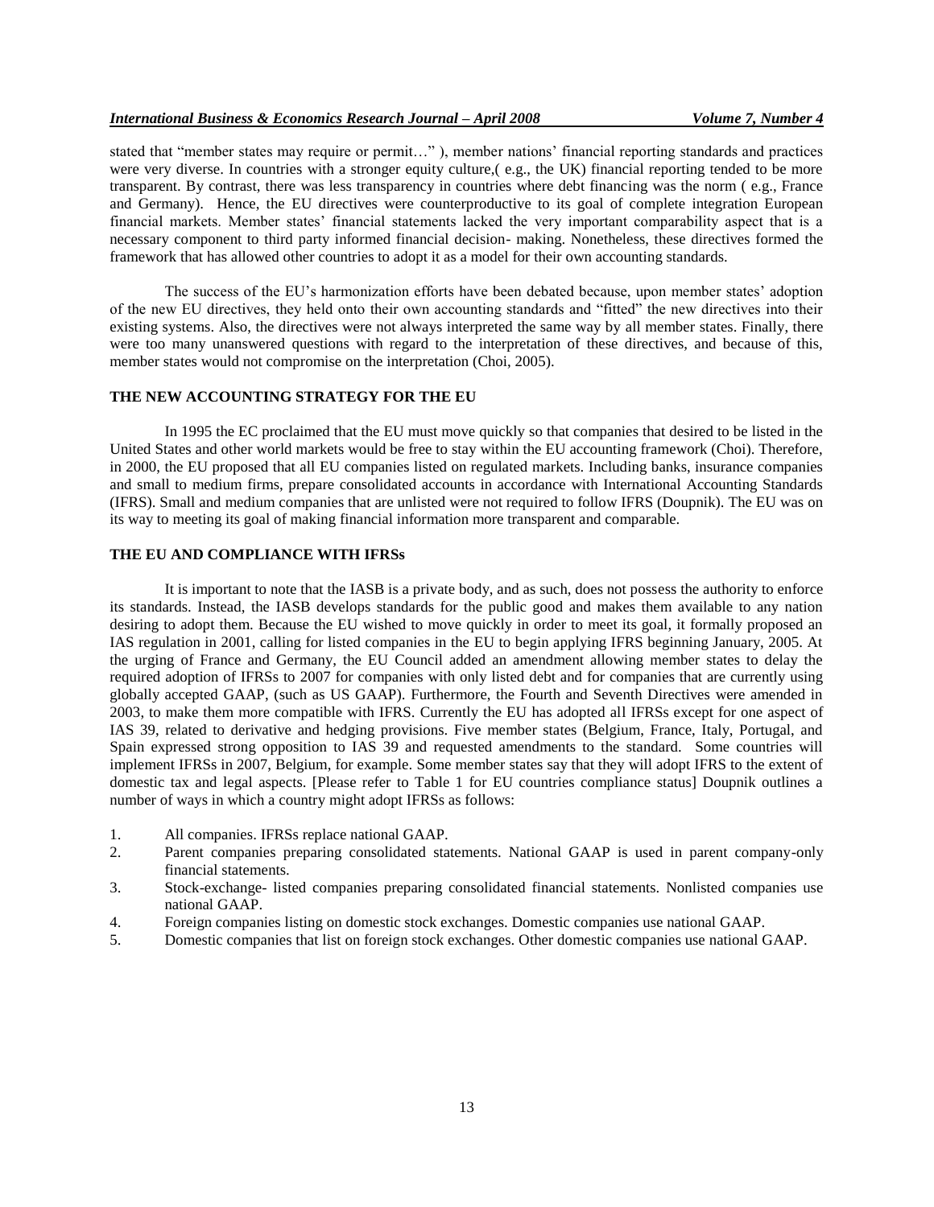stated that "member states may require or permit…" ), member nations' financial reporting standards and practices were very diverse. In countries with a stronger equity culture,( e.g., the UK) financial reporting tended to be more transparent. By contrast, there was less transparency in countries where debt financing was the norm ( e.g., France and Germany). Hence, the EU directives were counterproductive to its goal of complete integration European financial markets. Member states' financial statements lacked the very important comparability aspect that is a necessary component to third party informed financial decision- making. Nonetheless, these directives formed the framework that has allowed other countries to adopt it as a model for their own accounting standards.

The success of the EU's harmonization efforts have been debated because, upon member states' adoption of the new EU directives, they held onto their own accounting standards and "fitted" the new directives into their existing systems. Also, the directives were not always interpreted the same way by all member states. Finally, there were too many unanswered questions with regard to the interpretation of these directives, and because of this, member states would not compromise on the interpretation (Choi, 2005).

## THE NEW ACCOUNTING STRATEGY FOR THE EU

In 1995 the EC proclaimed that the EU must move quickly so that companies that desired to be listed in the United States and other world markets would be free to stay within the EU accounting framework (Choi). Therefore, in 2000, the EU proposed that all EU companies listed on regulated markets. Including banks, insurance companies and small to medium firms, prepare consolidated accounts in accordance with International Accounting Standards (IFRS). Small and medium companies that are unlisted were not required to follow IFRS (Doupnik). The EU was on its way to meeting its goal of making financial information more transparent and comparable.

## THE EU AND COMPLIANCE WITH IFRSs

It is important to note that the IASB is a private body, and as such, does not possess the authority to enforce its standards. Instead, the IASB develops standards for the public good and makes them available to any nation desiring to adopt them. Because the EU wished to move quickly in order to meet its goal, it formally proposed an IAS regulation in 2001, calling for listed companies in the EU to begin applying IFRS beginning January, 2005. At the urging of France and Germany, the EU Council added an amendment allowing member states to delay the required adoption of IFRSs to 2007 for companies with only listed debt and for companies that are currently using globally accepted GAAP, (such as US GAAP). Furthermore, the Fourth and Seventh Directives were amended in 2003, to make them more compatible with IFRS. Currently the EU has adopted all IFRSs except for one aspect of IAS 39, related to derivative and hedging provisions. Five member states (Belgium, France, Italy, Portugal, and Spain expressed strong opposition to IAS 39 and requested amendments to the standard. Some countries will implement IFRSs in 2007, Belgium, for example. Some member states say that they will adopt IFRS to the extent of domestic tax and legal aspects. [Please refer to Table 1 for EU countries compliance status] Doupnik outlines a number of ways in which a country might adopt IFRSs as follows:

1. All companies. IFRSs replace national GAAP.
2. Parent companies preparing consolidated statements. National GAAP is used in parent company-only financial statements.
3. Stock-exchange- listed companies preparing consolidated financial statements. Nonlisted companies use national GAAP.
4. Foreign companies listing on domestic stock exchanges. Domestic companies use national GAAP.
5. Domestic companies that list on foreign stock exchanges. Other domestic companies use national GAAP.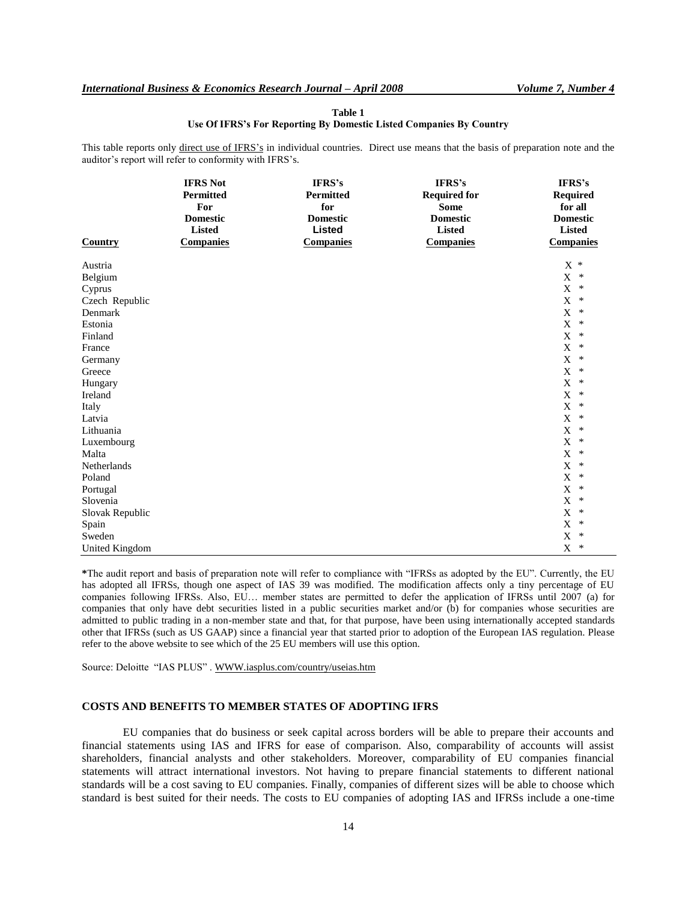**Table 1**
**Use Of IFRS's For Reporting By Domestic Listed Companies By Country**

This table reports only <u>direct use of IFRS's</u> in individual countries. Direct use means that the basis of preparation note and the auditor's report will refer to conformity with IFRS's.

| Country | IFRS Not Permitted For Domestic Listed Companies | IFRS's Permitted for Domestic Listed Companies | IFRS's Required for Some Domestic Listed Companies | IFRS's Required for all Domestic Listed Companies |
|---|---|---|---|---|
| Austria | | | | X * |
| Belgium | | | | X * |
| Cyprus | | | | X * |
| Czech Republic | | | | X * |
| Denmark | | | | X * |
| Estonia | | | | X * |
| Finland | | | | X * |
| France | | | | X * |
| Germany | | | | X * |
| Greece | | | | X * |
| Hungary | | | | X * |
| Ireland | | | | X * |
| Italy | | | | X * |
| Latvia | | | | X * |
| Lithuania | | | | X * |
| Luxembourg | | | | X * |
| Malta | | | | X * |
| Netherlands | | | | X * |
| Poland | | | | X * |
| Portugal | | | | X * |
| Slovenia | | | | X * |
| Slovak Republic | | | | X * |
| Spain | | | | X * |
| Sweden | | | | X * |
| United Kingdom | | | | X * |

**\***The audit report and basis of preparation note will refer to compliance with "IFRSs as adopted by the EU". Currently, the EU has adopted all IFRSs, though one aspect of IAS 39 was modified. The modification affects only a tiny percentage of EU companies following IFRSs. Also, EU… member states are permitted to defer the application of IFRSs until 2007 (a) for companies that only have debt securities listed in a public securities market and/or (b) for companies whose securities are admitted to public trading in a non-member state and that, for that purpose, have been using internationally accepted standards other that IFRSs (such as US GAAP) since a financial year that started prior to adoption of the European IAS regulation. Please refer to the above website to see which of the 25 EU members will use this option.

Source: Deloitte "IAS PLUS" . WWW.iasplus.com/country/useias.htm

## COSTS AND BENEFITS TO MEMBER STATES OF ADOPTING IFRS

EU companies that do business or seek capital across borders will be able to prepare their accounts and financial statements using IAS and IFRS for ease of comparison. Also, comparability of accounts will assist shareholders, financial analysts and other stakeholders. Moreover, comparability of EU companies financial statements will attract international investors. Not having to prepare financial statements to different national standards will be a cost saving to EU companies. Finally, companies of different sizes will be able to choose which standard is best suited for their needs. The costs to EU companies of adopting IAS and IFRSs include a one-time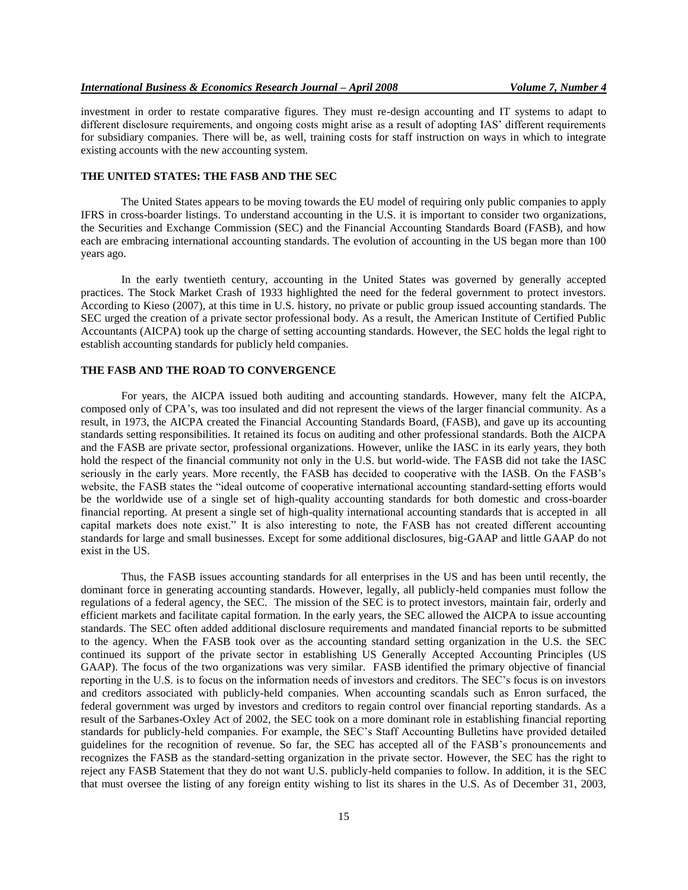investment in order to restate comparative figures. They must re-design accounting and IT systems to adapt to different disclosure requirements, and ongoing costs might arise as a result of adopting IAS' different requirements for subsidiary companies. There will be, as well, training costs for staff instruction on ways in which to integrate existing accounts with the new accounting system.

## THE UNITED STATES: THE FASB AND THE SEC

The United States appears to be moving towards the EU model of requiring only public companies to apply IFRS in cross-boarder listings. To understand accounting in the U.S. it is important to consider two organizations, the Securities and Exchange Commission (SEC) and the Financial Accounting Standards Board (FASB), and how each are embracing international accounting standards. The evolution of accounting in the US began more than 100 years ago.

In the early twentieth century, accounting in the United States was governed by generally accepted practices. The Stock Market Crash of 1933 highlighted the need for the federal government to protect investors. According to Kieso (2007), at this time in U.S. history, no private or public group issued accounting standards. The SEC urged the creation of a private sector professional body. As a result, the American Institute of Certified Public Accountants (AICPA) took up the charge of setting accounting standards. However, the SEC holds the legal right to establish accounting standards for publicly held companies.

## THE FASB AND THE ROAD TO CONVERGENCE

For years, the AICPA issued both auditing and accounting standards. However, many felt the AICPA, composed only of CPA's, was too insulated and did not represent the views of the larger financial community. As a result, in 1973, the AICPA created the Financial Accounting Standards Board, (FASB), and gave up its accounting standards setting responsibilities. It retained its focus on auditing and other professional standards. Both the AICPA and the FASB are private sector, professional organizations. However, unlike the IASC in its early years, they both hold the respect of the financial community not only in the U.S. but world-wide. The FASB did not take the IASC seriously in the early years. More recently, the FASB has decided to cooperative with the IASB. On the FASB's website, the FASB states the "ideal outcome of cooperative international accounting standard-setting efforts would be the worldwide use of a single set of high-quality accounting standards for both domestic and cross-boarder financial reporting. At present a single set of high-quality international accounting standards that is accepted in all capital markets does note exist." It is also interesting to note, the FASB has not created different accounting standards for large and small businesses. Except for some additional disclosures, big-GAAP and little GAAP do not exist in the US.

Thus, the FASB issues accounting standards for all enterprises in the US and has been until recently, the dominant force in generating accounting standards. However, legally, all publicly-held companies must follow the regulations of a federal agency, the SEC. The mission of the SEC is to protect investors, maintain fair, orderly and efficient markets and facilitate capital formation. In the early years, the SEC allowed the AICPA to issue accounting standards. The SEC often added additional disclosure requirements and mandated financial reports to be submitted to the agency. When the FASB took over as the accounting standard setting organization in the U.S. the SEC continued its support of the private sector in establishing US Generally Accepted Accounting Principles (US GAAP). The focus of the two organizations was very similar. FASB identified the primary objective of financial reporting in the U.S. is to focus on the information needs of investors and creditors. The SEC's focus is on investors and creditors associated with publicly-held companies. When accounting scandals such as Enron surfaced, the federal government was urged by investors and creditors to regain control over financial reporting standards. As a result of the Sarbanes-Oxley Act of 2002, the SEC took on a more dominant role in establishing financial reporting standards for publicly-held companies. For example, the SEC's Staff Accounting Bulletins have provided detailed guidelines for the recognition of revenue. So far, the SEC has accepted all of the FASB's pronouncements and recognizes the FASB as the standard-setting organization in the private sector. However, the SEC has the right to reject any FASB Statement that they do not want U.S. publicly-held companies to follow. In addition, it is the SEC that must oversee the listing of any foreign entity wishing to list its shares in the U.S. As of December 31, 2003,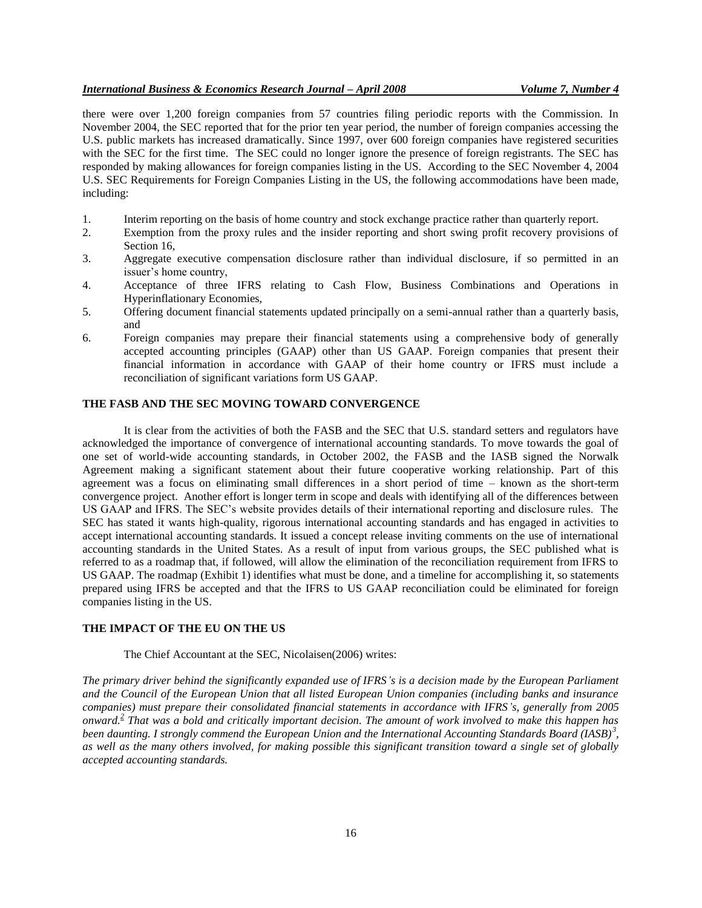there were over 1,200 foreign companies from 57 countries filing periodic reports with the Commission. In November 2004, the SEC reported that for the prior ten year period, the number of foreign companies accessing the U.S. public markets has increased dramatically. Since 1997, over 600 foreign companies have registered securities with the SEC for the first time. The SEC could no longer ignore the presence of foreign registrants. The SEC has responded by making allowances for foreign companies listing in the US. According to the SEC November 4, 2004 U.S. SEC Requirements for Foreign Companies Listing in the US, the following accommodations have been made, including:

1. Interim reporting on the basis of home country and stock exchange practice rather than quarterly report.
2. Exemption from the proxy rules and the insider reporting and short swing profit recovery provisions of Section 16,
3. Aggregate executive compensation disclosure rather than individual disclosure, if so permitted in an issuer's home country,
4. Acceptance of three IFRS relating to Cash Flow, Business Combinations and Operations in Hyperinflationary Economies,
5. Offering document financial statements updated principally on a semi-annual rather than a quarterly basis, and
6. Foreign companies may prepare their financial statements using a comprehensive body of generally accepted accounting principles (GAAP) other than US GAAP. Foreign companies that present their financial information in accordance with GAAP of their home country or IFRS must include a reconciliation of significant variations form US GAAP.

## THE FASB AND THE SEC MOVING TOWARD CONVERGENCE

It is clear from the activities of both the FASB and the SEC that U.S. standard setters and regulators have acknowledged the importance of convergence of international accounting standards. To move towards the goal of one set of world-wide accounting standards, in October 2002, the FASB and the IASB signed the Norwalk Agreement making a significant statement about their future cooperative working relationship. Part of this agreement was a focus on eliminating small differences in a short period of time – known as the short-term convergence project. Another effort is longer term in scope and deals with identifying all of the differences between US GAAP and IFRS. The SEC's website provides details of their international reporting and disclosure rules. The SEC has stated it wants high-quality, rigorous international accounting standards and has engaged in activities to accept international accounting standards. It issued a concept release inviting comments on the use of international accounting standards in the United States. As a result of input from various groups, the SEC published what is referred to as a roadmap that, if followed, will allow the elimination of the reconciliation requirement from IFRS to US GAAP. The roadmap (Exhibit 1) identifies what must be done, and a timeline for accomplishing it, so statements prepared using IFRS be accepted and that the IFRS to US GAAP reconciliation could be eliminated for foreign companies listing in the US.

## THE IMPACT OF THE EU ON THE US

The Chief Accountant at the SEC, Nicolaisen(2006) writes:

*The primary driver behind the significantly expanded use of IFRS's is a decision made by the European Parliament and the Council of the European Union that all listed European Union companies (including banks and insurance companies) must prepare their consolidated financial statements in accordance with IFRS's, generally from 2005 onward.[2] That was a bold and critically important decision. The amount of work involved to make this happen has been daunting. I strongly commend the European Union and the International Accounting Standards Board (IASB)[3], as well as the many others involved, for making possible this significant transition toward a single set of globally accepted accounting standards.*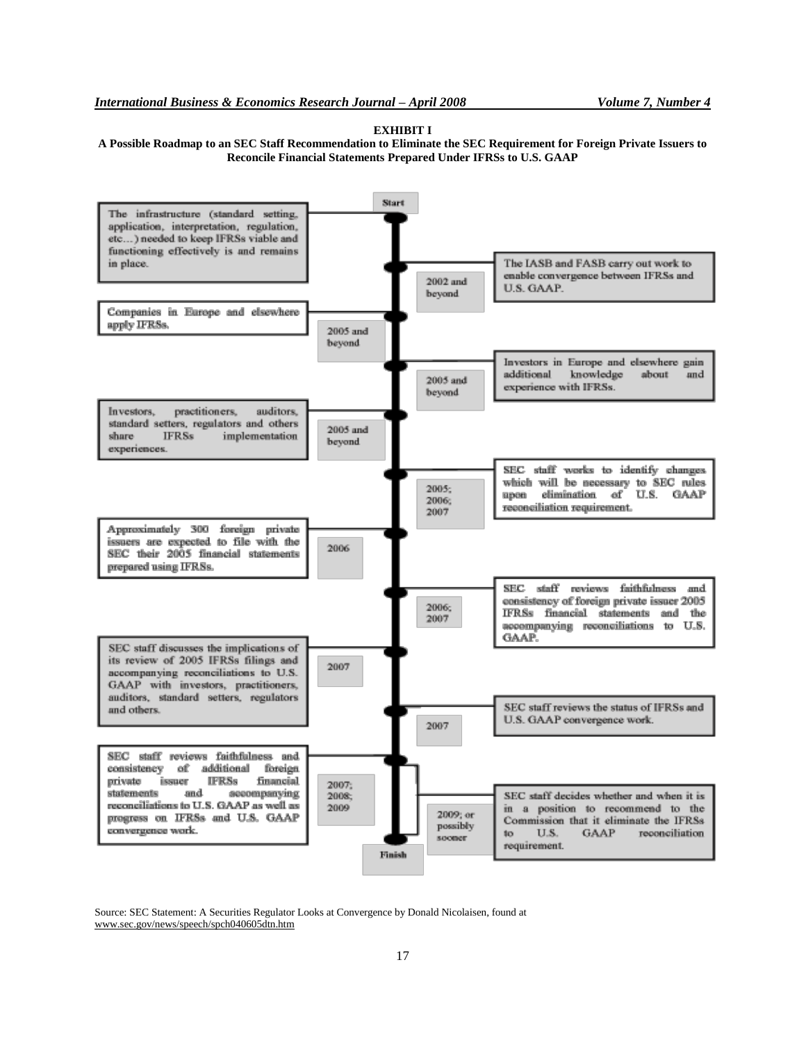**EXHIBIT I**

**A Possible Roadmap to an SEC Staff Recommendation to Eliminate the SEC Requirement for Foreign Private Issuers to Reconcile Financial Statements Prepared Under IFRSs to U.S. GAAP**

Start

- The infrastructure (standard setting, application, interpretation, regulation, etc…) needed to keep IFRSs viable and functioning effectively is and remains in place.
- 2002 and beyond — The IASB and FASB carry out work to enable convergence between IFRSs and U.S. GAAP.
- 2005 and beyond — Companies in Europe and elsewhere apply IFRSs.
- 2005 and beyond — Investors in Europe and elsewhere gain additional knowledge about and experience with IFRSs.
- 2005 and beyond — Investors, practitioners, auditors, standard setters, regulators and others share IFRSs implementation experiences.
- 2005; 2006; 2007 — SEC staff works to identify changes which will be necessary to SEC rules upon elimination of U.S. GAAP reconciliation requirement.
- 2006 — Approximately 300 foreign private issuers are expected to file with the SEC their 2005 financial statements prepared using IFRSs.
- 2006; 2007 — SEC staff reviews faithfulness and consistency of foreign private issuer 2005 IFRSs financial statements and the accompanying reconciliations to U.S. GAAP.
- 2007 — SEC staff discusses the implications of its review of 2005 IFRSs filings and accompanying reconciliations to U.S. GAAP with investors, practitioners, auditors, standard setters, regulators and others.
- 2007 — SEC staff reviews the status of IFRSs and U.S. GAAP convergence work.
- 2007; 2008; 2009 — SEC staff reviews faithfulness and consistency of additional foreign private issuer IFRSs financial statements and accompanying reconciliations to U.S. GAAP as well as progress on IFRSs and U.S. GAAP convergence work.
- 2009; or possibly sooner — SEC staff decides whether and when it is in a position to recommend to the Commission that it eliminate the IFRSs to U.S. GAAP reconciliation requirement.

Finish

Source: SEC Statement: A Securities Regulator Looks at Convergence by Donald Nicolaisen, found at www.sec.gov/news/speech/spch040605dtn.htm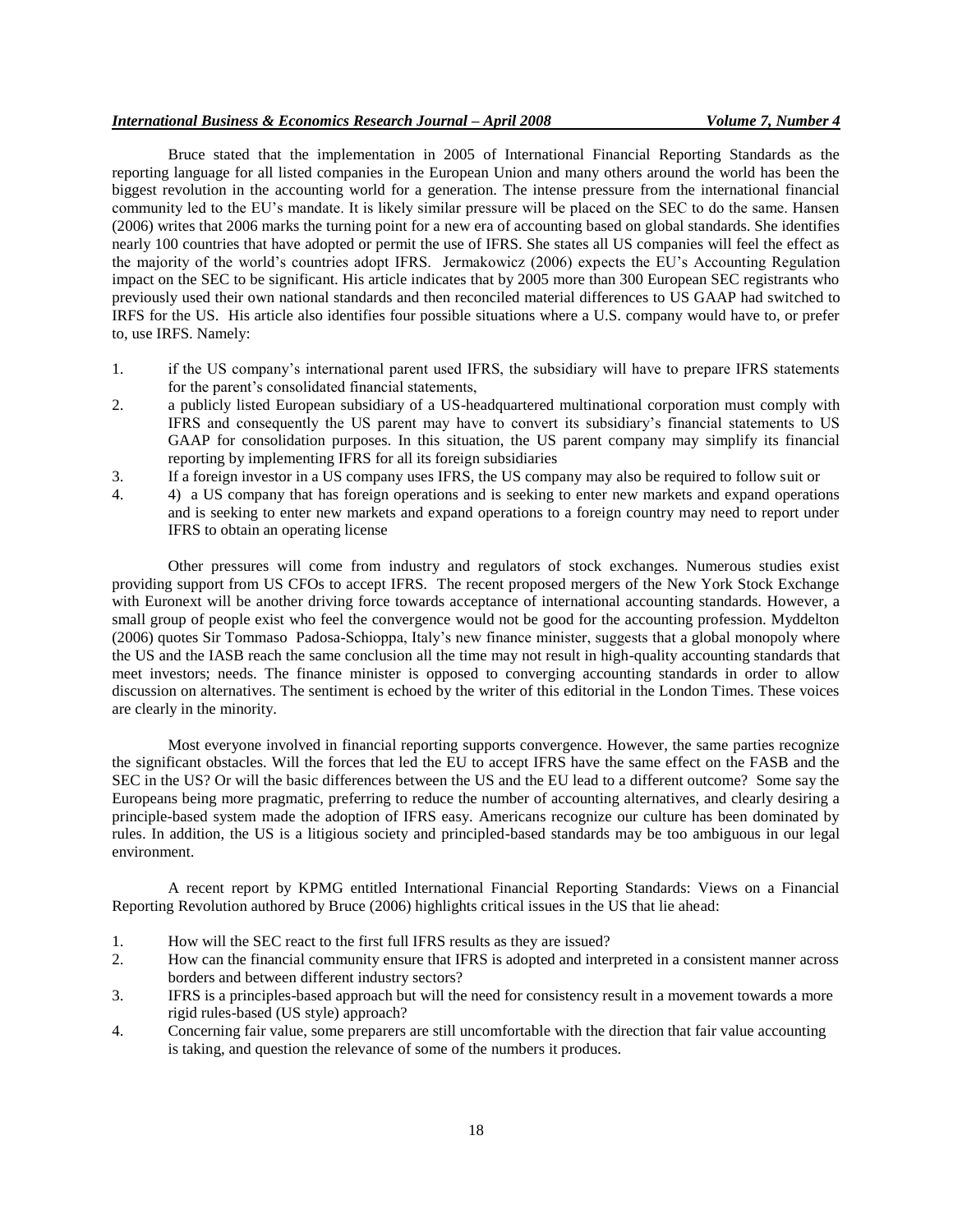Bruce stated that the implementation in 2005 of International Financial Reporting Standards as the reporting language for all listed companies in the European Union and many others around the world has been the biggest revolution in the accounting world for a generation. The intense pressure from the international financial community led to the EU's mandate. It is likely similar pressure will be placed on the SEC to do the same. Hansen (2006) writes that 2006 marks the turning point for a new era of accounting based on global standards. She identifies nearly 100 countries that have adopted or permit the use of IFRS. She states all US companies will feel the effect as the majority of the world's countries adopt IFRS. Jermakowicz (2006) expects the EU's Accounting Regulation impact on the SEC to be significant. His article indicates that by 2005 more than 300 European SEC registrants who previously used their own national standards and then reconciled material differences to US GAAP had switched to IRFS for the US. His article also identifies four possible situations where a U.S. company would have to, or prefer to, use IRFS. Namely:

1. if the US company's international parent used IFRS, the subsidiary will have to prepare IFRS statements for the parent's consolidated financial statements,
2. a publicly listed European subsidiary of a US-headquartered multinational corporation must comply with IFRS and consequently the US parent may have to convert its subsidiary's financial statements to US GAAP for consolidation purposes. In this situation, the US parent company may simplify its financial reporting by implementing IFRS for all its foreign subsidiaries
3. If a foreign investor in a US company uses IFRS, the US company may also be required to follow suit or
4. 4) a US company that has foreign operations and is seeking to enter new markets and expand operations and is seeking to enter new markets and expand operations to a foreign country may need to report under IFRS to obtain an operating license

Other pressures will come from industry and regulators of stock exchanges. Numerous studies exist providing support from US CFOs to accept IFRS. The recent proposed mergers of the New York Stock Exchange with Euronext will be another driving force towards acceptance of international accounting standards. However, a small group of people exist who feel the convergence would not be good for the accounting profession. Myddelton (2006) quotes Sir Tommaso Padosa-Schioppa, Italy's new finance minister, suggests that a global monopoly where the US and the IASB reach the same conclusion all the time may not result in high-quality accounting standards that meet investors; needs. The finance minister is opposed to converging accounting standards in order to allow discussion on alternatives. The sentiment is echoed by the writer of this editorial in the London Times. These voices are clearly in the minority.

Most everyone involved in financial reporting supports convergence. However, the same parties recognize the significant obstacles. Will the forces that led the EU to accept IFRS have the same effect on the FASB and the SEC in the US? Or will the basic differences between the US and the EU lead to a different outcome? Some say the Europeans being more pragmatic, preferring to reduce the number of accounting alternatives, and clearly desiring a principle-based system made the adoption of IFRS easy. Americans recognize our culture has been dominated by rules. In addition, the US is a litigious society and principled-based standards may be too ambiguous in our legal environment.

A recent report by KPMG entitled International Financial Reporting Standards: Views on a Financial Reporting Revolution authored by Bruce (2006) highlights critical issues in the US that lie ahead:

1. How will the SEC react to the first full IFRS results as they are issued?
2. How can the financial community ensure that IFRS is adopted and interpreted in a consistent manner across borders and between different industry sectors?
3. IFRS is a principles-based approach but will the need for consistency result in a movement towards a more rigid rules-based (US style) approach?
4. Concerning fair value, some preparers are still uncomfortable with the direction that fair value accounting is taking, and question the relevance of some of the numbers it produces.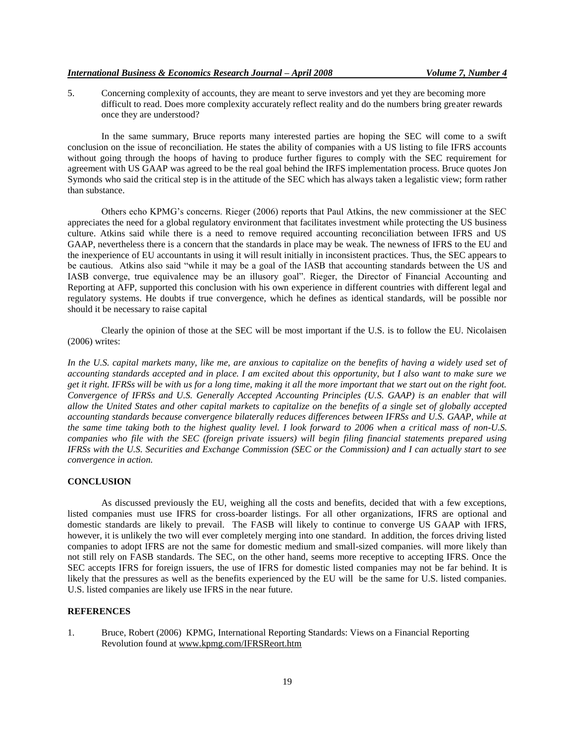5. Concerning complexity of accounts, they are meant to serve investors and yet they are becoming more difficult to read. Does more complexity accurately reflect reality and do the numbers bring greater rewards once they are understood?

In the same summary, Bruce reports many interested parties are hoping the SEC will come to a swift conclusion on the issue of reconciliation. He states the ability of companies with a US listing to file IFRS accounts without going through the hoops of having to produce further figures to comply with the SEC requirement for agreement with US GAAP was agreed to be the real goal behind the IRFS implementation process. Bruce quotes Jon Symonds who said the critical step is in the attitude of the SEC which has always taken a legalistic view; form rather than substance.

Others echo KPMG's concerns. Rieger (2006) reports that Paul Atkins, the new commissioner at the SEC appreciates the need for a global regulatory environment that facilitates investment while protecting the US business culture. Atkins said while there is a need to remove required accounting reconciliation between IFRS and US GAAP, nevertheless there is a concern that the standards in place may be weak. The newness of IFRS to the EU and the inexperience of EU accountants in using it will result initially in inconsistent practices. Thus, the SEC appears to be cautious. Atkins also said "while it may be a goal of the IASB that accounting standards between the US and IASB converge, true equivalence may be an illusory goal". Rieger, the Director of Financial Accounting and Reporting at AFP, supported this conclusion with his own experience in different countries with different legal and regulatory systems. He doubts if true convergence, which he defines as identical standards, will be possible nor should it be necessary to raise capital

Clearly the opinion of those at the SEC will be most important if the U.S. is to follow the EU. Nicolaisen (2006) writes:

*In the U.S. capital markets many, like me, are anxious to capitalize on the benefits of having a widely used set of accounting standards accepted and in place. I am excited about this opportunity, but I also want to make sure we get it right. IFRSs will be with us for a long time, making it all the more important that we start out on the right foot. Convergence of IFRSs and U.S. Generally Accepted Accounting Principles (U.S. GAAP) is an enabler that will allow the United States and other capital markets to capitalize on the benefits of a single set of globally accepted accounting standards because convergence bilaterally reduces differences between IFRSs and U.S. GAAP, while at the same time taking both to the highest quality level. I look forward to 2006 when a critical mass of non-U.S. companies who file with the SEC (foreign private issuers) will begin filing financial statements prepared using IFRSs with the U.S. Securities and Exchange Commission (SEC or the Commission) and I can actually start to see convergence in action.*

## CONCLUSION

As discussed previously the EU, weighing all the costs and benefits, decided that with a few exceptions, listed companies must use IFRS for cross-boarder listings. For all other organizations, IFRS are optional and domestic standards are likely to prevail. The FASB will likely to continue to converge US GAAP with IFRS, however, it is unlikely the two will ever completely merging into one standard. In addition, the forces driving listed companies to adopt IFRS are not the same for domestic medium and small-sized companies. will more likely than not still rely on FASB standards. The SEC, on the other hand, seems more receptive to accepting IFRS. Once the SEC accepts IFRS for foreign issuers, the use of IFRS for domestic listed companies may not be far behind. It is likely that the pressures as well as the benefits experienced by the EU will be the same for U.S. listed companies. U.S. listed companies are likely use IFRS in the near future.

## REFERENCES

1. Bruce, Robert (2006) KPMG, International Reporting Standards: Views on a Financial Reporting Revolution found at www.kpmg.com/IFRSReort.htm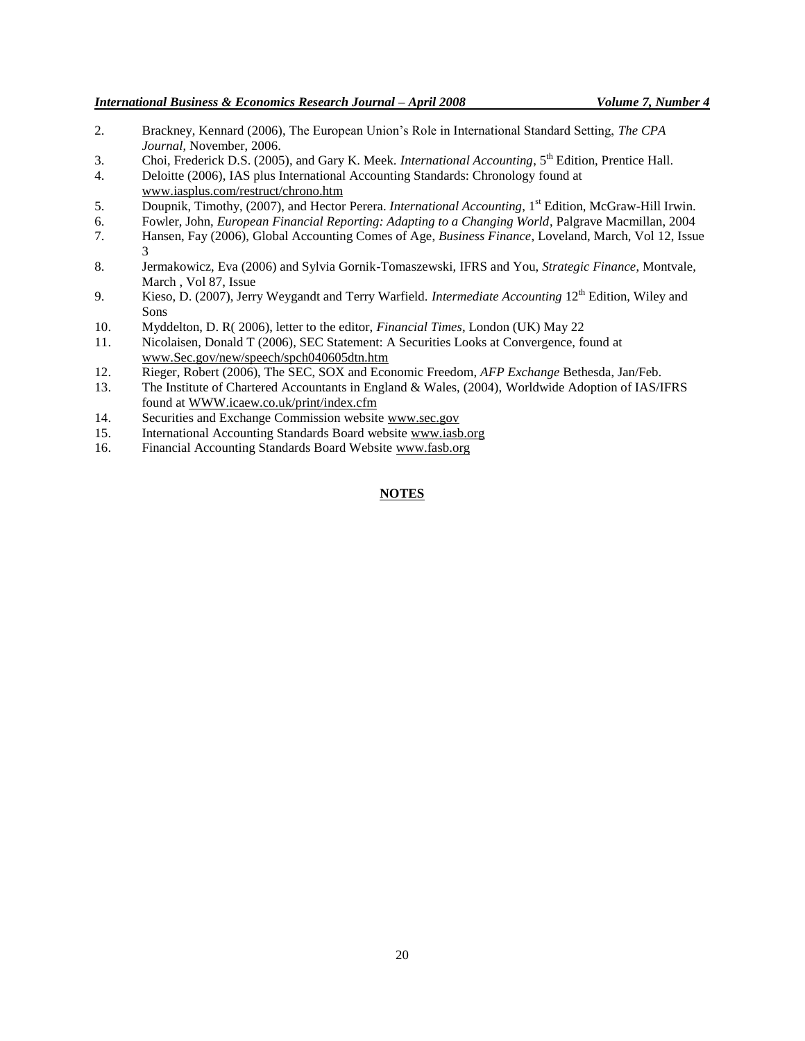2. Brackney, Kennard (2006), The European Union's Role in International Standard Setting, *The CPA Journal*, November, 2006.
3. Choi, Frederick D.S. (2005), and Gary K. Meek. *International Accounting*, 5th Edition, Prentice Hall.
4. Deloitte (2006), IAS plus International Accounting Standards: Chronology found at www.iasplus.com/restruct/chrono.htm
5. Doupnik, Timothy, (2007), and Hector Perera. *International Accounting*, 1st Edition, McGraw-Hill Irwin.
6. Fowler, John, *European Financial Reporting: Adapting to a Changing World*, Palgrave Macmillan, 2004
7. Hansen, Fay (2006), Global Accounting Comes of Age, *Business Finance*, Loveland, March, Vol 12, Issue 3
8. Jermakowicz, Eva (2006) and Sylvia Gornik-Tomaszewski, IFRS and You, *Strategic Finance*, Montvale, March , Vol 87, Issue
9. Kieso, D. (2007), Jerry Weygandt and Terry Warfield. *Intermediate Accounting* 12th Edition, Wiley and Sons
10. Myddelton, D. R( 2006), letter to the editor, *Financial Times*, London (UK) May 22
11. Nicolaisen, Donald T (2006), SEC Statement: A Securities Looks at Convergence, found at www.Sec.gov/new/speech/spch040605dtn.htm
12. Rieger, Robert (2006), The SEC, SOX and Economic Freedom, *AFP Exchange* Bethesda, Jan/Feb.
13. The Institute of Chartered Accountants in England & Wales, (2004), Worldwide Adoption of IAS/IFRS found at WWW.icaew.co.uk/print/index.cfm
14. Securities and Exchange Commission website www.sec.gov
15. International Accounting Standards Board website www.iasb.org
16. Financial Accounting Standards Board Website www.fasb.org

**NOTES**